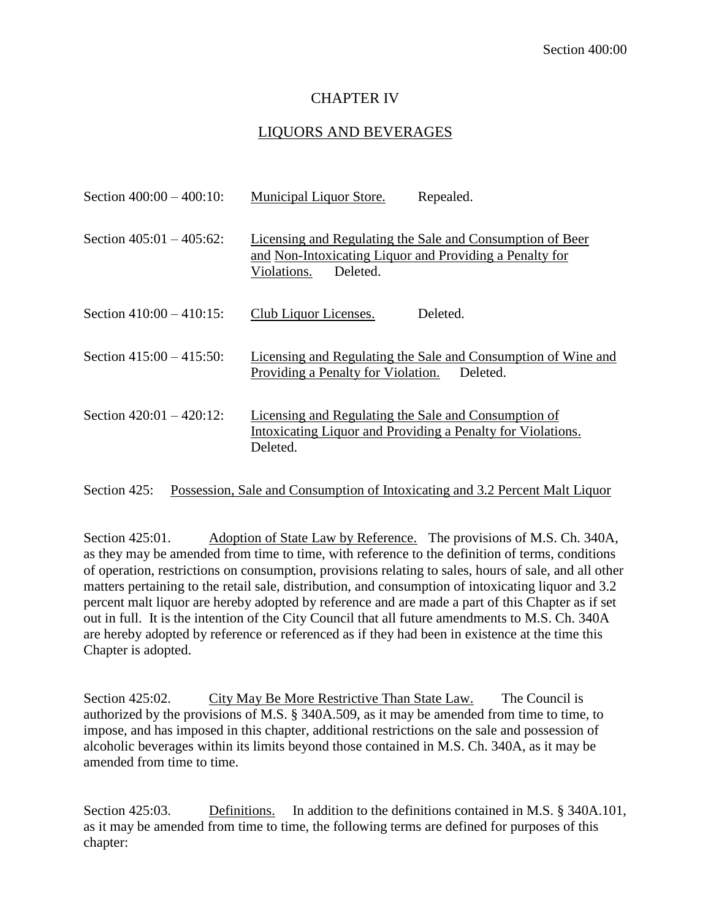# CHAPTER IV

## LIQUORS AND BEVERAGES

Section 400:00 – 400:10: Municipal Liquor Store. Repealed.

Section 405:01 – 405:62: Licensing and Regulating the Sale and Consumption of Beer and Non-Intoxicating Liquor and Providing a Penalty for Violations. Deleted.

Section 410:00 – 410:15: Club Liquor Licenses. Deleted.

Section 415:00 – 415:50: Licensing and Regulating the Sale and Consumption of Wine and Providing a Penalty for Violation. Deleted.

Section 420:01 – 420:12: Licensing and Regulating the Sale and Consumption of Intoxicating Liquor and Providing a Penalty for Violations. Deleted.

### Section 425: Possession, Sale and Consumption of Intoxicating and 3.2 Percent Malt Liquor

Section 425:01. Adoption of State Law by Reference. The provisions of M.S. Ch. 340A, as they may be amended from time to time, with reference to the definition of terms, conditions of operation, restrictions on consumption, provisions relating to sales, hours of sale, and all other matters pertaining to the retail sale, distribution, and consumption of intoxicating liquor and 3.2 percent malt liquor are hereby adopted by reference and are made a part of this Chapter as if set out in full. It is the intention of the City Council that all future amendments to M.S. Ch. 340A are hereby adopted by reference or referenced as if they had been in existence at the time this Chapter is adopted.

Section 425:02. City May Be More Restrictive Than State Law. The Council is authorized by the provisions of M.S. § 340A.509, as it may be amended from time to time, to impose, and has imposed in this chapter, additional restrictions on the sale and possession of alcoholic beverages within its limits beyond those contained in M.S. Ch. 340A, as it may be amended from time to time.

Section 425:03. Definitions. In addition to the definitions contained in M.S. § 340A.101, as it may be amended from time to time, the following terms are defined for purposes of this chapter: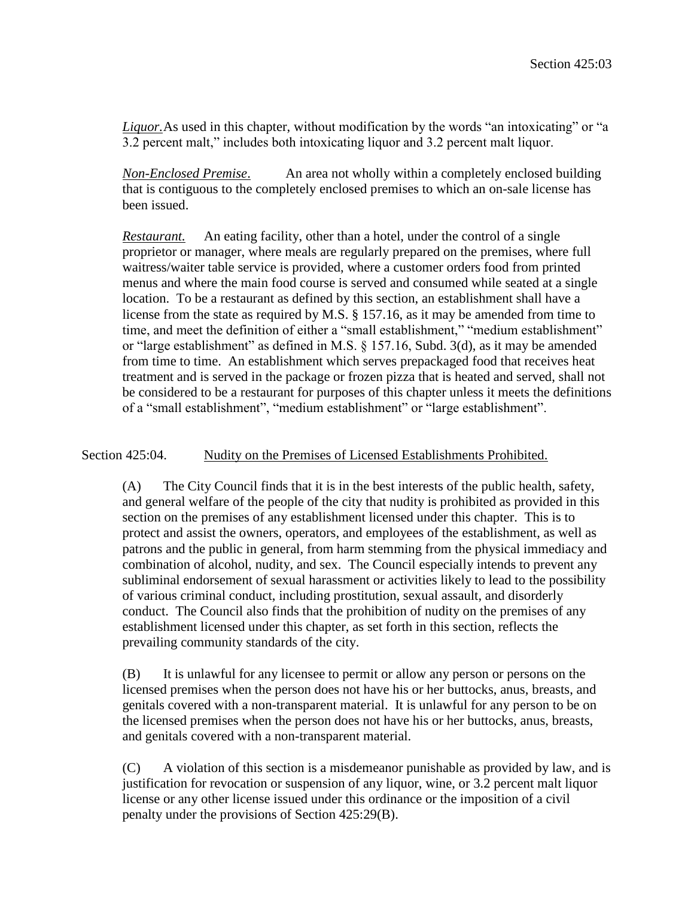*Liquor.* As used in this chapter, without modification by the words "an intoxicating" or "a 3.2 percent malt," includes both intoxicating liquor and 3.2 percent malt liquor.

*Non-Enclosed Premise*. An area not wholly within a completely enclosed building that is contiguous to the completely enclosed premises to which an on-sale license has been issued.

*Restaurant.* An eating facility, other than a hotel, under the control of a single proprietor or manager, where meals are regularly prepared on the premises, where full waitress/waiter table service is provided, where a customer orders food from printed menus and where the main food course is served and consumed while seated at a single location. To be a restaurant as defined by this section, an establishment shall have a license from the state as required by M.S. § 157.16, as it may be amended from time to time, and meet the definition of either a "small establishment," "medium establishment" or "large establishment" as defined in M.S. § 157.16, Subd. 3(d), as it may be amended from time to time. An establishment which serves prepackaged food that receives heat treatment and is served in the package or frozen pizza that is heated and served, shall not be considered to be a restaurant for purposes of this chapter unless it meets the definitions of a "small establishment", "medium establishment" or "large establishment".

## Section 425:04. Nudity on the Premises of Licensed Establishments Prohibited.

(A) The City Council finds that it is in the best interests of the public health, safety, and general welfare of the people of the city that nudity is prohibited as provided in this section on the premises of any establishment licensed under this chapter. This is to protect and assist the owners, operators, and employees of the establishment, as well as patrons and the public in general, from harm stemming from the physical immediacy and combination of alcohol, nudity, and sex. The Council especially intends to prevent any subliminal endorsement of sexual harassment or activities likely to lead to the possibility of various criminal conduct, including prostitution, sexual assault, and disorderly conduct. The Council also finds that the prohibition of nudity on the premises of any establishment licensed under this chapter, as set forth in this section, reflects the prevailing community standards of the city.

(B) It is unlawful for any licensee to permit or allow any person or persons on the licensed premises when the person does not have his or her buttocks, anus, breasts, and genitals covered with a non-transparent material. It is unlawful for any person to be on the licensed premises when the person does not have his or her buttocks, anus, breasts, and genitals covered with a non-transparent material.

(C) A violation of this section is a misdemeanor punishable as provided by law, and is justification for revocation or suspension of any liquor, wine, or 3.2 percent malt liquor license or any other license issued under this ordinance or the imposition of a civil penalty under the provisions of Section 425:29(B).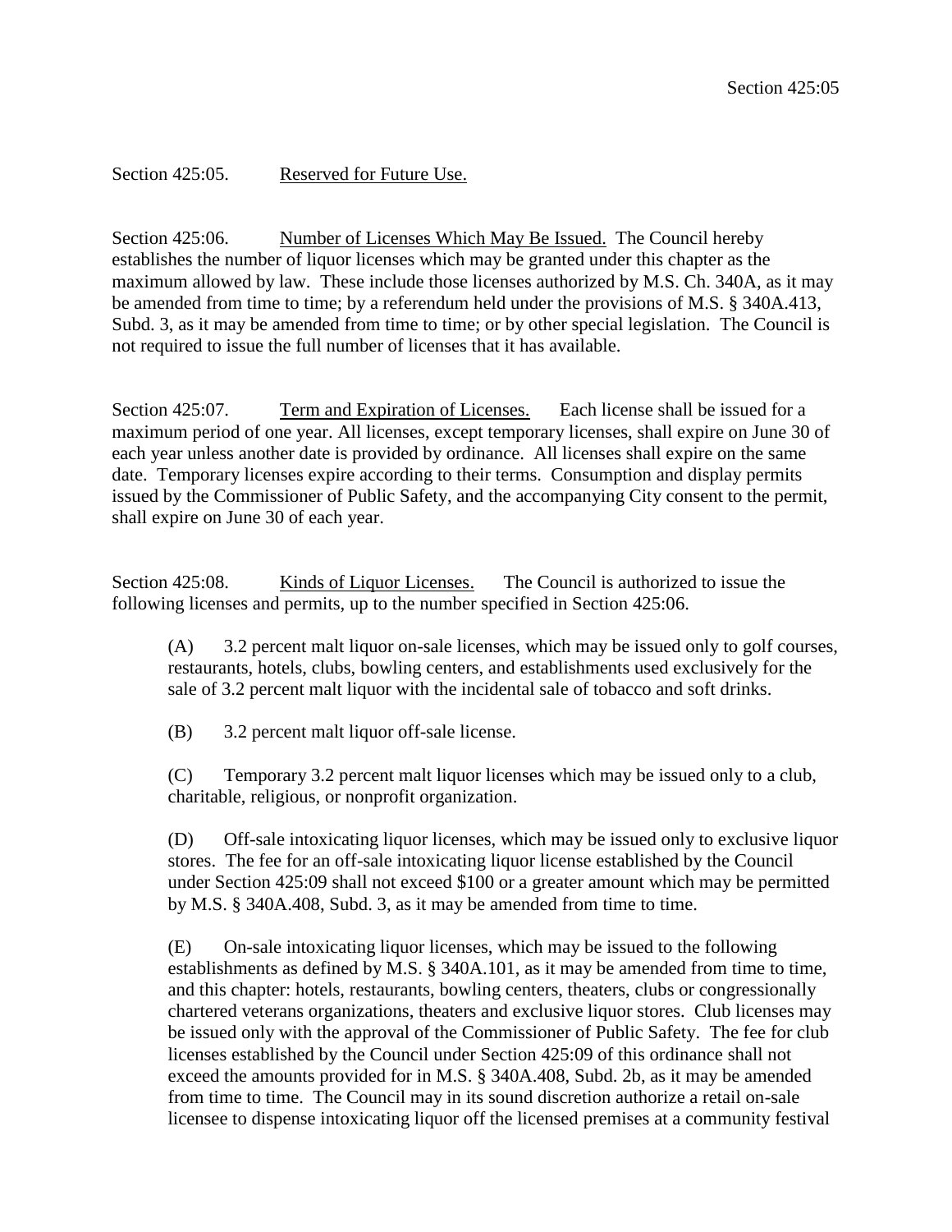Section 425:05. Reserved for Future Use.

Section 425:06. Number of Licenses Which May Be Issued. The Council hereby establishes the number of liquor licenses which may be granted under this chapter as the maximum allowed by law. These include those licenses authorized by M.S. Ch. 340A, as it may be amended from time to time; by a referendum held under the provisions of M.S. § 340A.413, Subd. 3, as it may be amended from time to time; or by other special legislation. The Council is not required to issue the full number of licenses that it has available.

Section 425:07. Term and Expiration of Licenses. Each license shall be issued for a maximum period of one year. All licenses, except temporary licenses, shall expire on June 30 of each year unless another date is provided by ordinance. All licenses shall expire on the same date. Temporary licenses expire according to their terms. Consumption and display permits issued by the Commissioner of Public Safety, and the accompanying City consent to the permit, shall expire on June 30 of each year.

Section 425:08. Kinds of Liquor Licenses. The Council is authorized to issue the following licenses and permits, up to the number specified in Section 425:06.

(A) 3.2 percent malt liquor on-sale licenses, which may be issued only to golf courses, restaurants, hotels, clubs, bowling centers, and establishments used exclusively for the sale of 3.2 percent malt liquor with the incidental sale of tobacco and soft drinks.

(B) 3.2 percent malt liquor off-sale license.

(C) Temporary 3.2 percent malt liquor licenses which may be issued only to a club, charitable, religious, or nonprofit organization.

(D) Off-sale intoxicating liquor licenses, which may be issued only to exclusive liquor stores. The fee for an off-sale intoxicating liquor license established by the Council under Section 425:09 shall not exceed $100 or a greater amount which may be permitted by M.S. § 340A.408, Subd. 3, as it may be amended from time to time.

(E) On-sale intoxicating liquor licenses, which may be issued to the following establishments as defined by M.S. § 340A.101, as it may be amended from time to time, and this chapter: hotels, restaurants, bowling centers, theaters, clubs or congressionally chartered veterans organizations, theaters and exclusive liquor stores. Club licenses may be issued only with the approval of the Commissioner of Public Safety. The fee for club licenses established by the Council under Section 425:09 of this ordinance shall not exceed the amounts provided for in M.S. § 340A.408, Subd. 2b, as it may be amended from time to time. The Council may in its sound discretion authorize a retail on-sale licensee to dispense intoxicating liquor off the licensed premises at a community festival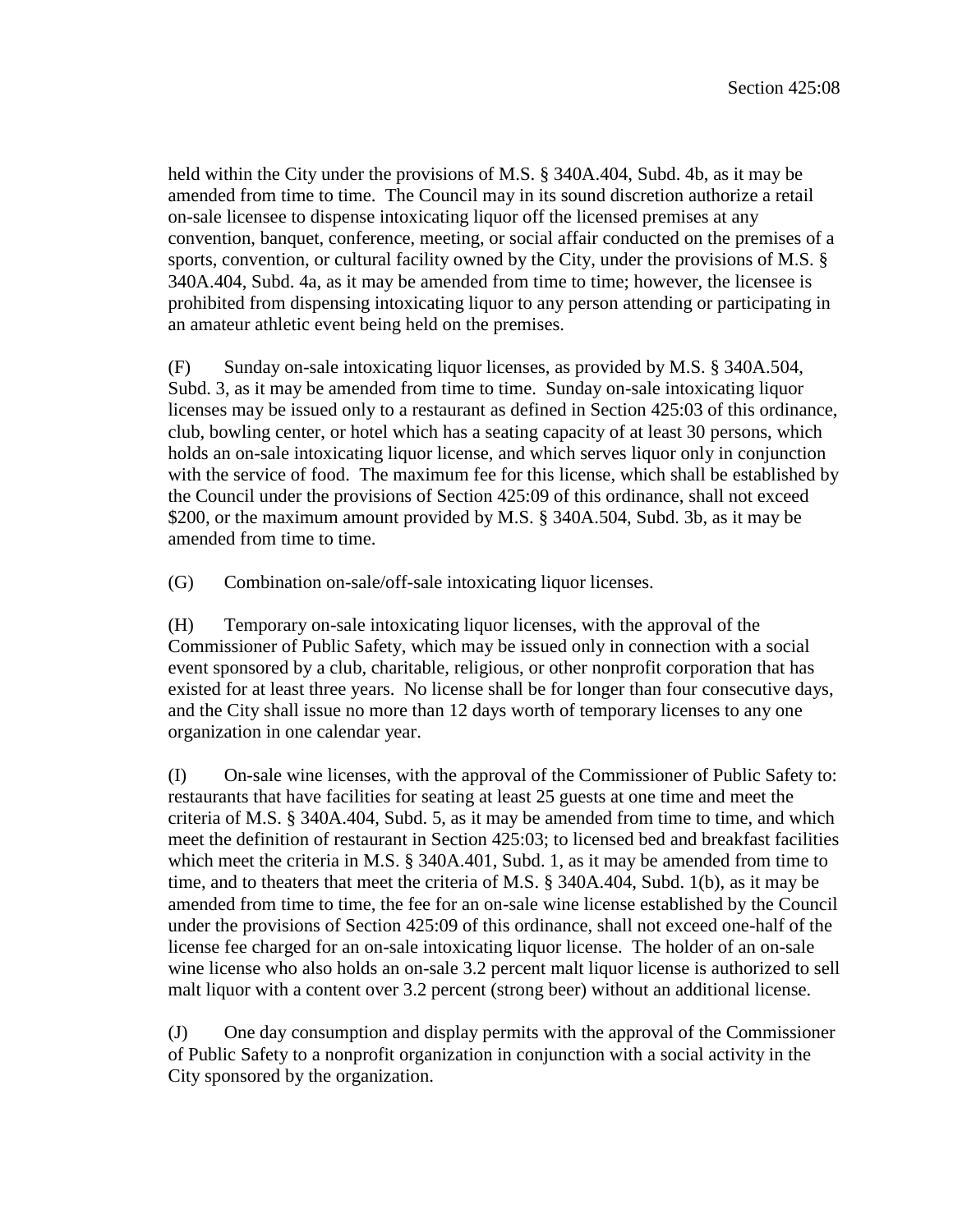held within the City under the provisions of M.S. § 340A.404, Subd. 4b, as it may be amended from time to time. The Council may in its sound discretion authorize a retail on-sale licensee to dispense intoxicating liquor off the licensed premises at any convention, banquet, conference, meeting, or social affair conducted on the premises of a sports, convention, or cultural facility owned by the City, under the provisions of M.S. § 340A.404, Subd. 4a, as it may be amended from time to time; however, the licensee is prohibited from dispensing intoxicating liquor to any person attending or participating in an amateur athletic event being held on the premises.

(F) Sunday on-sale intoxicating liquor licenses, as provided by M.S. § 340A.504, Subd. 3, as it may be amended from time to time. Sunday on-sale intoxicating liquor licenses may be issued only to a restaurant as defined in Section 425:03 of this ordinance, club, bowling center, or hotel which has a seating capacity of at least 30 persons, which holds an on-sale intoxicating liquor license, and which serves liquor only in conjunction with the service of food. The maximum fee for this license, which shall be established by the Council under the provisions of Section 425:09 of this ordinance, shall not exceed $200, or the maximum amount provided by M.S. § 340A.504, Subd. 3b, as it may be amended from time to time.

(G) Combination on-sale/off-sale intoxicating liquor licenses.

(H) Temporary on-sale intoxicating liquor licenses, with the approval of the Commissioner of Public Safety, which may be issued only in connection with a social event sponsored by a club, charitable, religious, or other nonprofit corporation that has existed for at least three years. No license shall be for longer than four consecutive days, and the City shall issue no more than 12 days worth of temporary licenses to any one organization in one calendar year.

(I) On-sale wine licenses, with the approval of the Commissioner of Public Safety to: restaurants that have facilities for seating at least 25 guests at one time and meet the criteria of M.S. § 340A.404, Subd. 5, as it may be amended from time to time, and which meet the definition of restaurant in Section 425:03; to licensed bed and breakfast facilities which meet the criteria in M.S. § 340A.401, Subd. 1, as it may be amended from time to time, and to theaters that meet the criteria of M.S. § 340A.404, Subd. 1(b), as it may be amended from time to time, the fee for an on-sale wine license established by the Council under the provisions of Section 425:09 of this ordinance, shall not exceed one-half of the license fee charged for an on-sale intoxicating liquor license. The holder of an on-sale wine license who also holds an on-sale 3.2 percent malt liquor license is authorized to sell malt liquor with a content over 3.2 percent (strong beer) without an additional license.

(J) One day consumption and display permits with the approval of the Commissioner of Public Safety to a nonprofit organization in conjunction with a social activity in the City sponsored by the organization.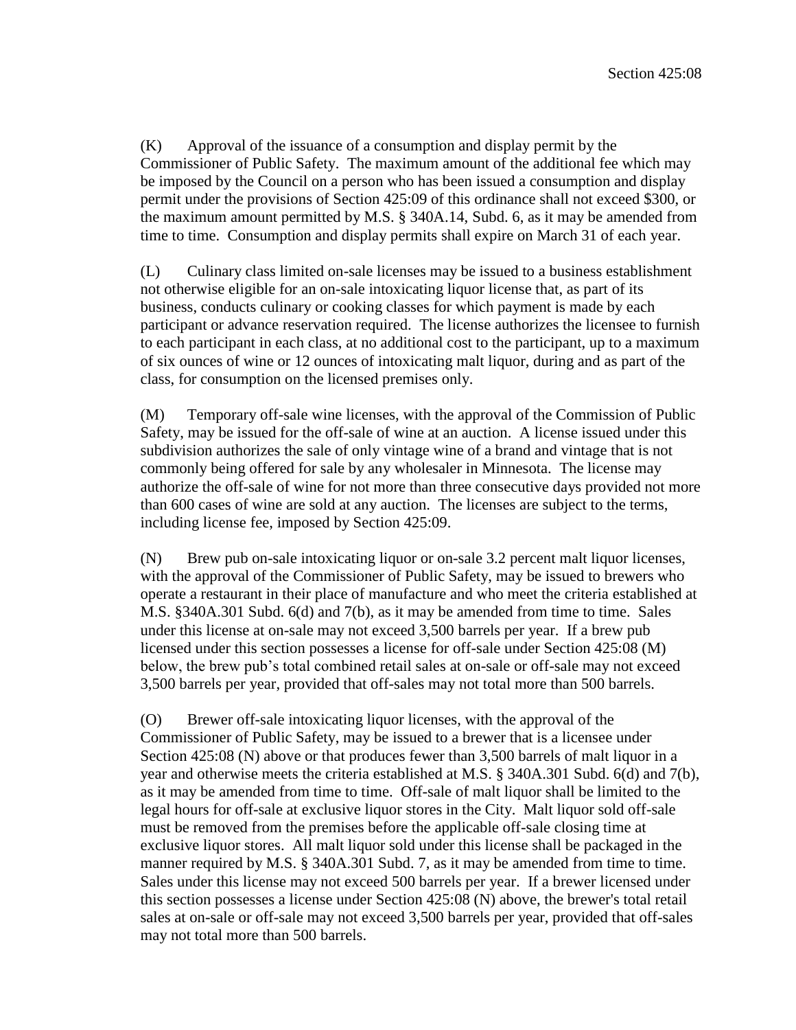(K) Approval of the issuance of a consumption and display permit by the Commissioner of Public Safety. The maximum amount of the additional fee which may be imposed by the Council on a person who has been issued a consumption and display permit under the provisions of Section 425:09 of this ordinance shall not exceed $300, or the maximum amount permitted by M.S. § 340A.14, Subd. 6, as it may be amended from time to time. Consumption and display permits shall expire on March 31 of each year.

(L) Culinary class limited on-sale licenses may be issued to a business establishment not otherwise eligible for an on-sale intoxicating liquor license that, as part of its business, conducts culinary or cooking classes for which payment is made by each participant or advance reservation required. The license authorizes the licensee to furnish to each participant in each class, at no additional cost to the participant, up to a maximum of six ounces of wine or 12 ounces of intoxicating malt liquor, during and as part of the class, for consumption on the licensed premises only.

(M) Temporary off-sale wine licenses, with the approval of the Commission of Public Safety, may be issued for the off-sale of wine at an auction. A license issued under this subdivision authorizes the sale of only vintage wine of a brand and vintage that is not commonly being offered for sale by any wholesaler in Minnesota. The license may authorize the off-sale of wine for not more than three consecutive days provided not more than 600 cases of wine are sold at any auction. The licenses are subject to the terms, including license fee, imposed by Section 425:09.

(N) Brew pub on-sale intoxicating liquor or on-sale 3.2 percent malt liquor licenses, with the approval of the Commissioner of Public Safety, may be issued to brewers who operate a restaurant in their place of manufacture and who meet the criteria established at M.S. §340A.301 Subd. 6(d) and 7(b), as it may be amended from time to time. Sales under this license at on-sale may not exceed 3,500 barrels per year. If a brew pub licensed under this section possesses a license for off-sale under Section 425:08 (M) below, the brew pub's total combined retail sales at on-sale or off-sale may not exceed 3,500 barrels per year, provided that off-sales may not total more than 500 barrels.

(O) Brewer off-sale intoxicating liquor licenses, with the approval of the Commissioner of Public Safety, may be issued to a brewer that is a licensee under Section 425:08 (N) above or that produces fewer than 3,500 barrels of malt liquor in a year and otherwise meets the criteria established at M.S. § 340A.301 Subd. 6(d) and 7(b), as it may be amended from time to time. Off-sale of malt liquor shall be limited to the legal hours for off-sale at exclusive liquor stores in the City. Malt liquor sold off-sale must be removed from the premises before the applicable off-sale closing time at exclusive liquor stores. All malt liquor sold under this license shall be packaged in the manner required by M.S. § 340A.301 Subd. 7, as it may be amended from time to time. Sales under this license may not exceed 500 barrels per year. If a brewer licensed under this section possesses a license under Section 425:08 (N) above, the brewer's total retail sales at on-sale or off-sale may not exceed 3,500 barrels per year, provided that off-sales may not total more than 500 barrels.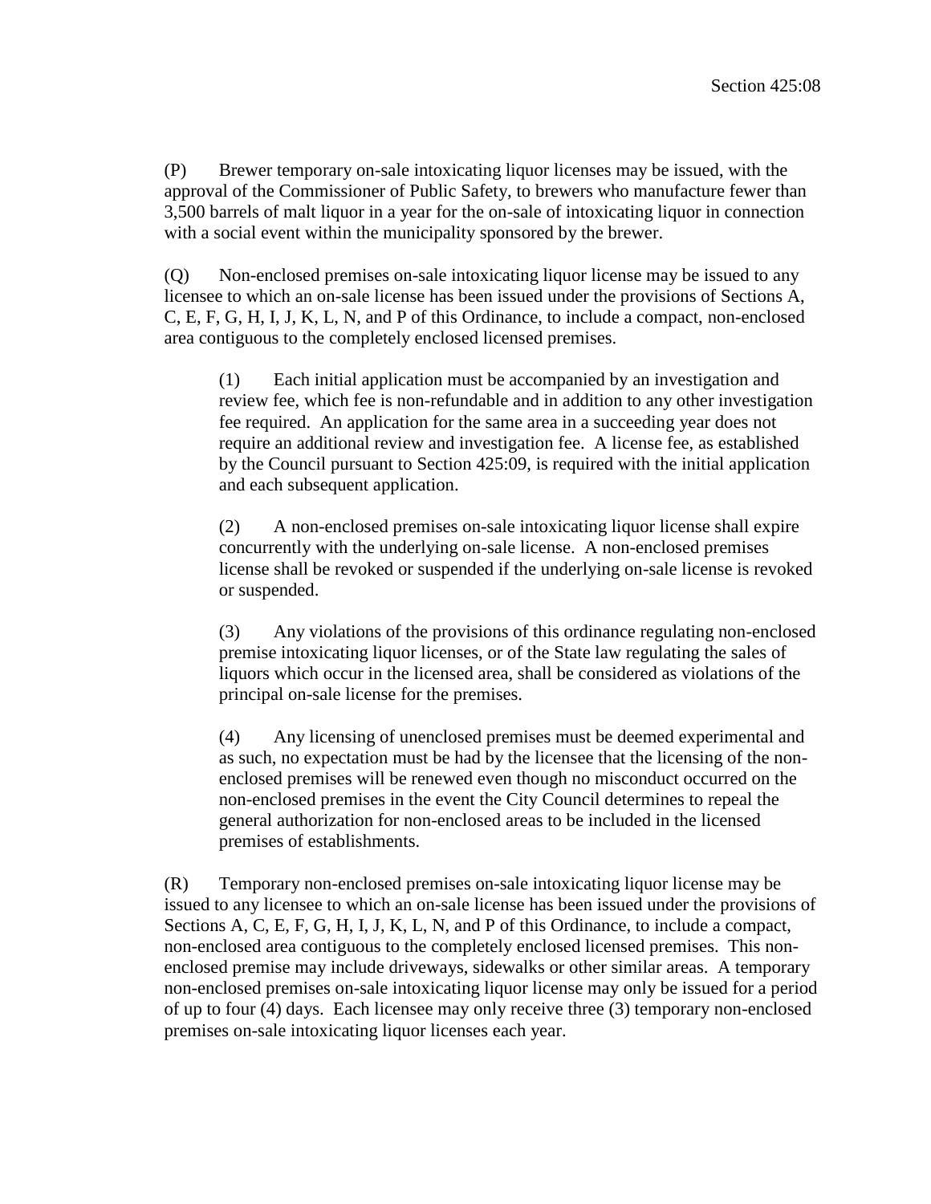(P) Brewer temporary on-sale intoxicating liquor licenses may be issued, with the approval of the Commissioner of Public Safety, to brewers who manufacture fewer than 3,500 barrels of malt liquor in a year for the on-sale of intoxicating liquor in connection with a social event within the municipality sponsored by the brewer.

(Q) Non-enclosed premises on-sale intoxicating liquor license may be issued to any licensee to which an on-sale license has been issued under the provisions of Sections A, C, E, F, G, H, I, J, K, L, N, and P of this Ordinance, to include a compact, non-enclosed area contiguous to the completely enclosed licensed premises.

> (1) Each initial application must be accompanied by an investigation and review fee, which fee is non-refundable and in addition to any other investigation fee required. An application for the same area in a succeeding year does not require an additional review and investigation fee. A license fee, as established by the Council pursuant to Section 425:09, is required with the initial application and each subsequent application.
>
> (2) A non-enclosed premises on-sale intoxicating liquor license shall expire concurrently with the underlying on-sale license. A non-enclosed premises license shall be revoked or suspended if the underlying on-sale license is revoked or suspended.
>
> (3) Any violations of the provisions of this ordinance regulating non-enclosed premise intoxicating liquor licenses, or of the State law regulating the sales of liquors which occur in the licensed area, shall be considered as violations of the principal on-sale license for the premises.
>
> (4) Any licensing of unenclosed premises must be deemed experimental and as such, no expectation must be had by the licensee that the licensing of the non-enclosed premises will be renewed even though no misconduct occurred on the non-enclosed premises in the event the City Council determines to repeal the general authorization for non-enclosed areas to be included in the licensed premises of establishments.

(R) Temporary non-enclosed premises on-sale intoxicating liquor license may be issued to any licensee to which an on-sale license has been issued under the provisions of Sections A, C, E, F, G, H, I, J, K, L, N, and P of this Ordinance, to include a compact, non-enclosed area contiguous to the completely enclosed licensed premises. This non-enclosed premise may include driveways, sidewalks or other similar areas. A temporary non-enclosed premises on-sale intoxicating liquor license may only be issued for a period of up to four (4) days. Each licensee may only receive three (3) temporary non-enclosed premises on-sale intoxicating liquor licenses each year.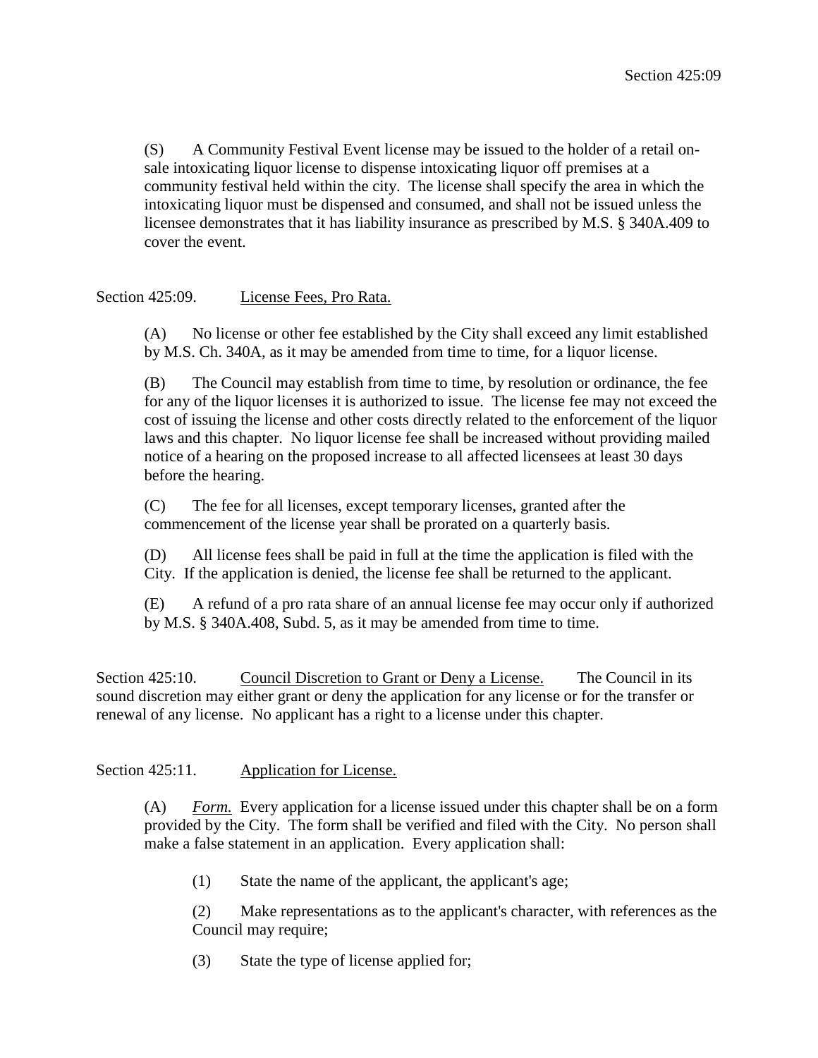(S) A Community Festival Event license may be issued to the holder of a retail on-sale intoxicating liquor license to dispense intoxicating liquor off premises at a community festival held within the city. The license shall specify the area in which the intoxicating liquor must be dispensed and consumed, and shall not be issued unless the licensee demonstrates that it has liability insurance as prescribed by M.S. § 340A.409 to cover the event.

Section 425:09. License Fees, Pro Rata.

(A) No license or other fee established by the City shall exceed any limit established by M.S. Ch. 340A, as it may be amended from time to time, for a liquor license.

(B) The Council may establish from time to time, by resolution or ordinance, the fee for any of the liquor licenses it is authorized to issue. The license fee may not exceed the cost of issuing the license and other costs directly related to the enforcement of the liquor laws and this chapter. No liquor license fee shall be increased without providing mailed notice of a hearing on the proposed increase to all affected licensees at least 30 days before the hearing.

(C) The fee for all licenses, except temporary licenses, granted after the commencement of the license year shall be prorated on a quarterly basis.

(D) All license fees shall be paid in full at the time the application is filed with the City. If the application is denied, the license fee shall be returned to the applicant.

(E) A refund of a pro rata share of an annual license fee may occur only if authorized by M.S. § 340A.408, Subd. 5, as it may be amended from time to time.

Section 425:10. Council Discretion to Grant or Deny a License. The Council in its sound discretion may either grant or deny the application for any license or for the transfer or renewal of any license. No applicant has a right to a license under this chapter.

Section 425:11. Application for License.

(A) *Form.* Every application for a license issued under this chapter shall be on a form provided by the City. The form shall be verified and filed with the City. No person shall make a false statement in an application. Every application shall:

(1) State the name of the applicant, the applicant's age;

(2) Make representations as to the applicant's character, with references as the Council may require;

(3) State the type of license applied for;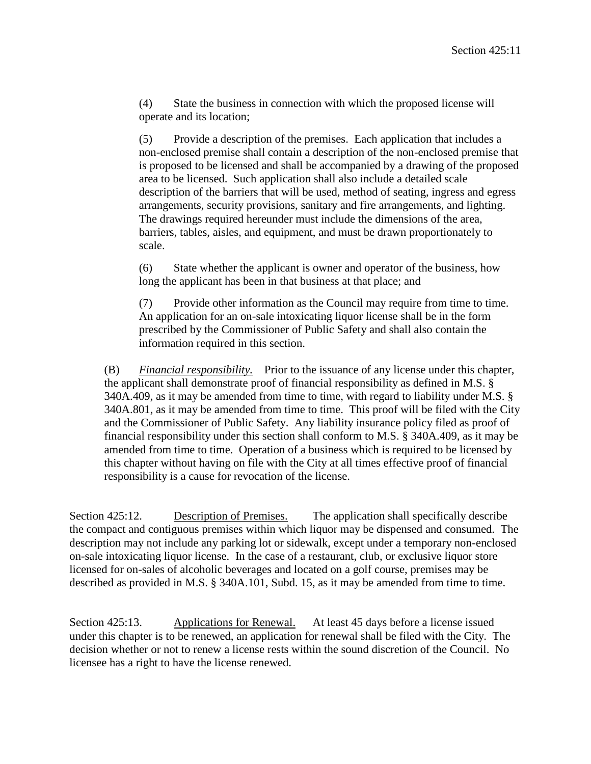(4) State the business in connection with which the proposed license will operate and its location;

(5) Provide a description of the premises. Each application that includes a non-enclosed premise shall contain a description of the non-enclosed premise that is proposed to be licensed and shall be accompanied by a drawing of the proposed area to be licensed. Such application shall also include a detailed scale description of the barriers that will be used, method of seating, ingress and egress arrangements, security provisions, sanitary and fire arrangements, and lighting. The drawings required hereunder must include the dimensions of the area, barriers, tables, aisles, and equipment, and must be drawn proportionately to scale.

(6) State whether the applicant is owner and operator of the business, how long the applicant has been in that business at that place; and

(7) Provide other information as the Council may require from time to time. An application for an on-sale intoxicating liquor license shall be in the form prescribed by the Commissioner of Public Safety and shall also contain the information required in this section.

(B) *Financial responsibility.* Prior to the issuance of any license under this chapter, the applicant shall demonstrate proof of financial responsibility as defined in M.S. § 340A.409, as it may be amended from time to time, with regard to liability under M.S. § 340A.801, as it may be amended from time to time. This proof will be filed with the City and the Commissioner of Public Safety. Any liability insurance policy filed as proof of financial responsibility under this section shall conform to M.S. § 340A.409, as it may be amended from time to time. Operation of a business which is required to be licensed by this chapter without having on file with the City at all times effective proof of financial responsibility is a cause for revocation of the license.

Section 425:12. Description of Premises. The application shall specifically describe the compact and contiguous premises within which liquor may be dispensed and consumed. The description may not include any parking lot or sidewalk, except under a temporary non-enclosed on-sale intoxicating liquor license. In the case of a restaurant, club, or exclusive liquor store licensed for on-sales of alcoholic beverages and located on a golf course, premises may be described as provided in M.S. § 340A.101, Subd. 15, as it may be amended from time to time.

Section 425:13. Applications for Renewal. At least 45 days before a license issued under this chapter is to be renewed, an application for renewal shall be filed with the City. The decision whether or not to renew a license rests within the sound discretion of the Council. No licensee has a right to have the license renewed.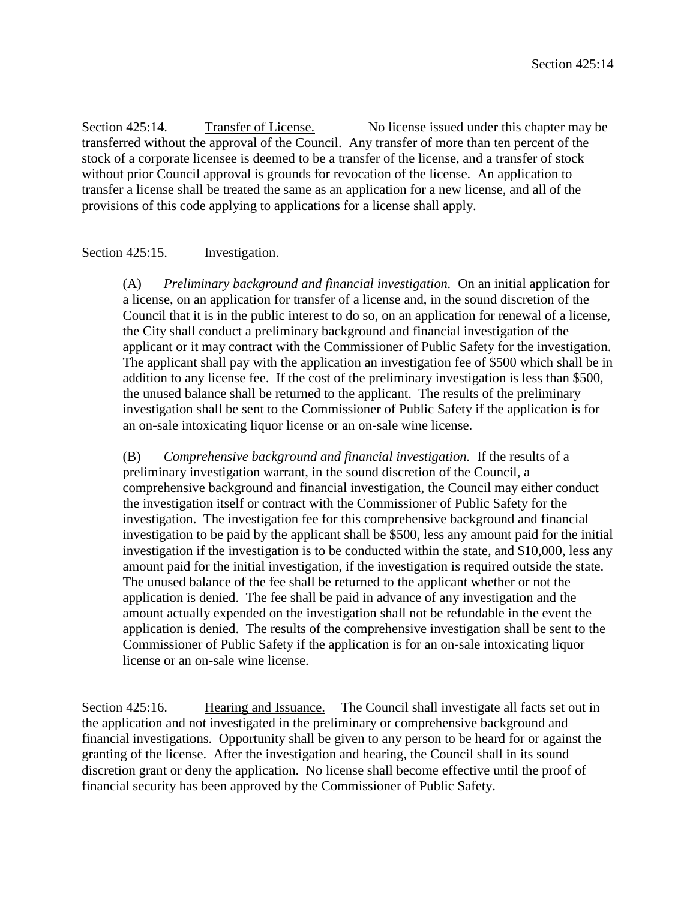Section 425:14. <u>Transfer of License.</u> No license issued under this chapter may be transferred without the approval of the Council. Any transfer of more than ten percent of the stock of a corporate licensee is deemed to be a transfer of the license, and a transfer of stock without prior Council approval is grounds for revocation of the license. An application to transfer a license shall be treated the same as an application for a new license, and all of the provisions of this code applying to applications for a license shall apply.

Section 425:15. <u>Investigation.</u>

(A) ***Preliminary background and financial investigation.*** On an initial application for a license, on an application for transfer of a license and, in the sound discretion of the Council that it is in the public interest to do so, on an application for renewal of a license, the City shall conduct a preliminary background and financial investigation of the applicant or it may contract with the Commissioner of Public Safety for the investigation. The applicant shall pay with the application an investigation fee of $500 which shall be in addition to any license fee. If the cost of the preliminary investigation is less than $500, the unused balance shall be returned to the applicant. The results of the preliminary investigation shall be sent to the Commissioner of Public Safety if the application is for an on-sale intoxicating liquor license or an on-sale wine license.

(B) ***Comprehensive background and financial investigation.*** If the results of a preliminary investigation warrant, in the sound discretion of the Council, a comprehensive background and financial investigation, the Council may either conduct the investigation itself or contract with the Commissioner of Public Safety for the investigation. The investigation fee for this comprehensive background and financial investigation to be paid by the applicant shall be $500, less any amount paid for the initial investigation if the investigation is to be conducted within the state, and $10,000, less any amount paid for the initial investigation, if the investigation is required outside the state. The unused balance of the fee shall be returned to the applicant whether or not the application is denied. The fee shall be paid in advance of any investigation and the amount actually expended on the investigation shall not be refundable in the event the application is denied. The results of the comprehensive investigation shall be sent to the Commissioner of Public Safety if the application is for an on-sale intoxicating liquor license or an on-sale wine license.

Section 425:16. <u>Hearing and Issuance.</u> The Council shall investigate all facts set out in the application and not investigated in the preliminary or comprehensive background and financial investigations. Opportunity shall be given to any person to be heard for or against the granting of the license. After the investigation and hearing, the Council shall in its sound discretion grant or deny the application. No license shall become effective until the proof of financial security has been approved by the Commissioner of Public Safety.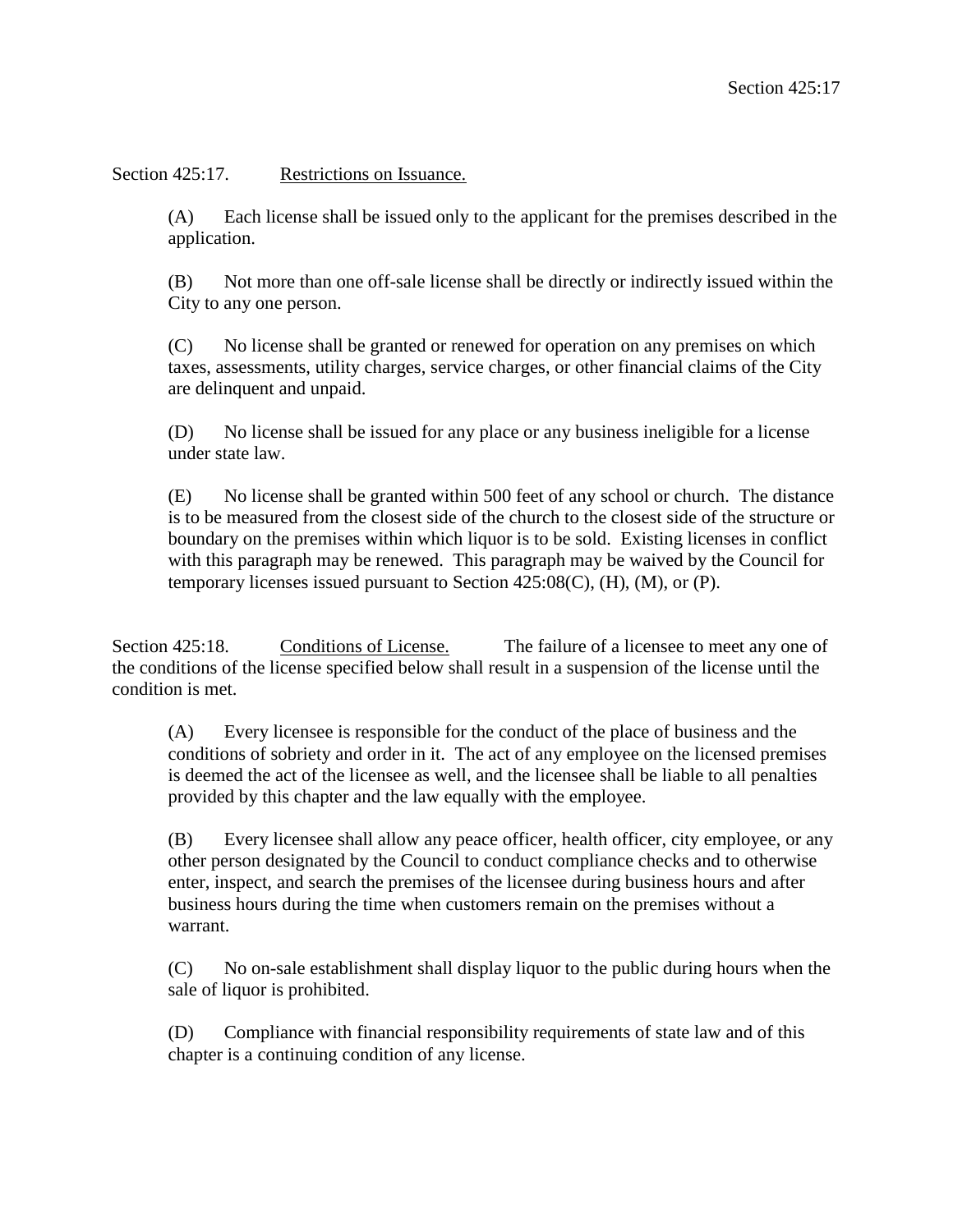Section 425:17. Restrictions on Issuance.

(A) Each license shall be issued only to the applicant for the premises described in the application.

(B) Not more than one off-sale license shall be directly or indirectly issued within the City to any one person.

(C) No license shall be granted or renewed for operation on any premises on which taxes, assessments, utility charges, service charges, or other financial claims of the City are delinquent and unpaid.

(D) No license shall be issued for any place or any business ineligible for a license under state law.

(E) No license shall be granted within 500 feet of any school or church. The distance is to be measured from the closest side of the church to the closest side of the structure or boundary on the premises within which liquor is to be sold. Existing licenses in conflict with this paragraph may be renewed. This paragraph may be waived by the Council for temporary licenses issued pursuant to Section 425:08(C), (H), (M), or (P).

Section 425:18. Conditions of License. The failure of a licensee to meet any one of the conditions of the license specified below shall result in a suspension of the license until the condition is met.

(A) Every licensee is responsible for the conduct of the place of business and the conditions of sobriety and order in it. The act of any employee on the licensed premises is deemed the act of the licensee as well, and the licensee shall be liable to all penalties provided by this chapter and the law equally with the employee.

(B) Every licensee shall allow any peace officer, health officer, city employee, or any other person designated by the Council to conduct compliance checks and to otherwise enter, inspect, and search the premises of the licensee during business hours and after business hours during the time when customers remain on the premises without a warrant.

(C) No on-sale establishment shall display liquor to the public during hours when the sale of liquor is prohibited.

(D) Compliance with financial responsibility requirements of state law and of this chapter is a continuing condition of any license.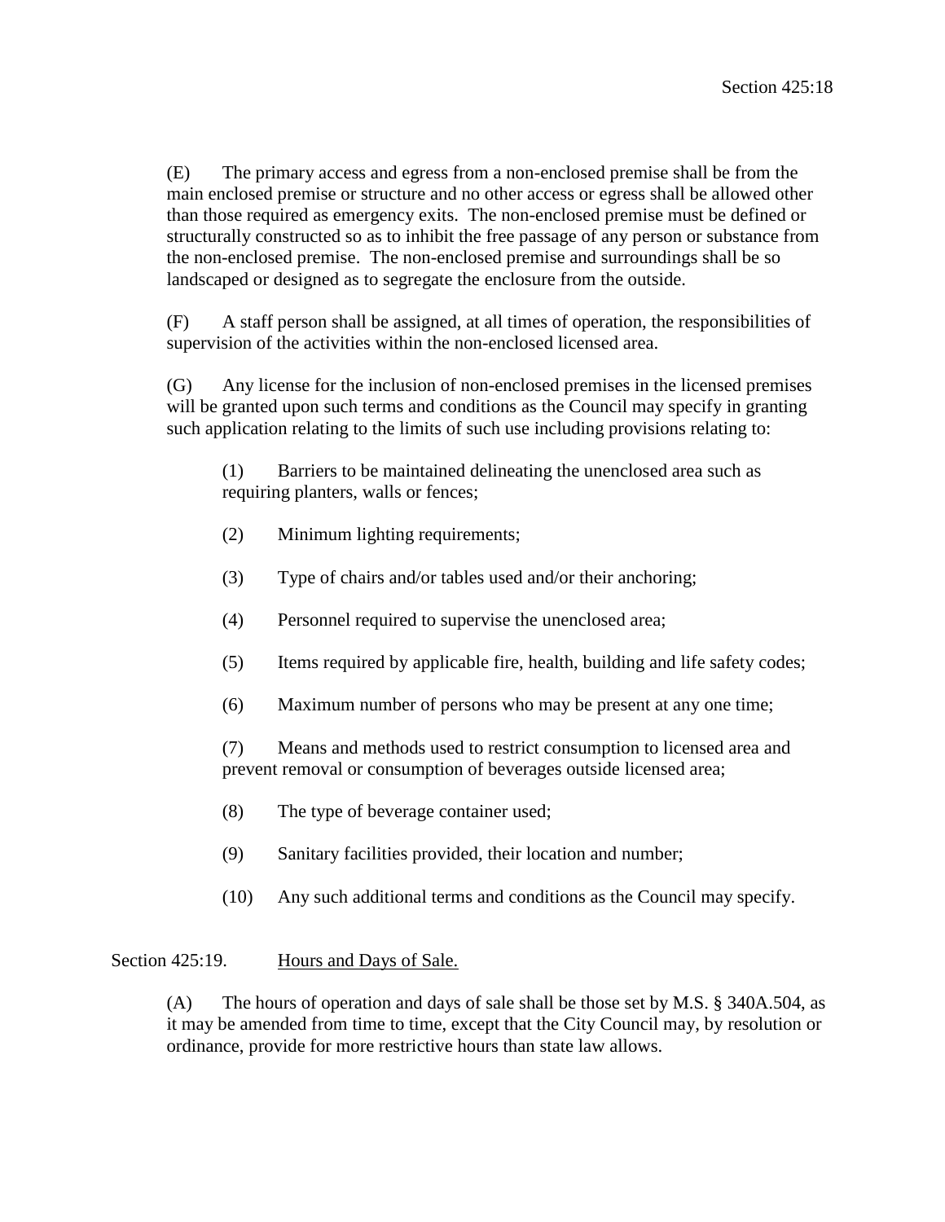(E) The primary access and egress from a non-enclosed premise shall be from the main enclosed premise or structure and no other access or egress shall be allowed other than those required as emergency exits. The non-enclosed premise must be defined or structurally constructed so as to inhibit the free passage of any person or substance from the non-enclosed premise. The non-enclosed premise and surroundings shall be so landscaped or designed as to segregate the enclosure from the outside.

(F) A staff person shall be assigned, at all times of operation, the responsibilities of supervision of the activities within the non-enclosed licensed area.

(G) Any license for the inclusion of non-enclosed premises in the licensed premises will be granted upon such terms and conditions as the Council may specify in granting such application relating to the limits of such use including provisions relating to:

(1) Barriers to be maintained delineating the unenclosed area such as requiring planters, walls or fences;

(2) Minimum lighting requirements;

(3) Type of chairs and/or tables used and/or their anchoring;

(4) Personnel required to supervise the unenclosed area;

(5) Items required by applicable fire, health, building and life safety codes;

(6) Maximum number of persons who may be present at any one time;

(7) Means and methods used to restrict consumption to licensed area and prevent removal or consumption of beverages outside licensed area;

(8) The type of beverage container used;

(9) Sanitary facilities provided, their location and number;

(10) Any such additional terms and conditions as the Council may specify.

## Section 425:19. Hours and Days of Sale.

(A) The hours of operation and days of sale shall be those set by M.S. § 340A.504, as it may be amended from time to time, except that the City Council may, by resolution or ordinance, provide for more restrictive hours than state law allows.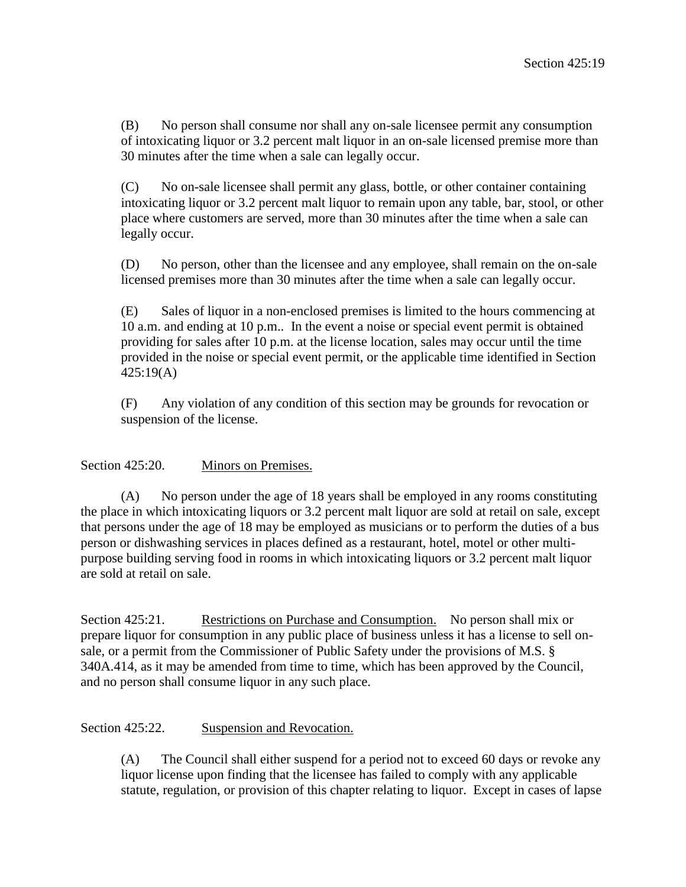(B) No person shall consume nor shall any on-sale licensee permit any consumption of intoxicating liquor or 3.2 percent malt liquor in an on-sale licensed premise more than 30 minutes after the time when a sale can legally occur.

(C) No on-sale licensee shall permit any glass, bottle, or other container containing intoxicating liquor or 3.2 percent malt liquor to remain upon any table, bar, stool, or other place where customers are served, more than 30 minutes after the time when a sale can legally occur.

(D) No person, other than the licensee and any employee, shall remain on the on-sale licensed premises more than 30 minutes after the time when a sale can legally occur.

(E) Sales of liquor in a non-enclosed premises is limited to the hours commencing at 10 a.m. and ending at 10 p.m.. In the event a noise or special event permit is obtained providing for sales after 10 p.m. at the license location, sales may occur until the time provided in the noise or special event permit, or the applicable time identified in Section 425:19(A)

(F) Any violation of any condition of this section may be grounds for revocation or suspension of the license.

Section 425:20. Minors on Premises.

(A) No person under the age of 18 years shall be employed in any rooms constituting the place in which intoxicating liquors or 3.2 percent malt liquor are sold at retail on sale, except that persons under the age of 18 may be employed as musicians or to perform the duties of a bus person or dishwashing services in places defined as a restaurant, hotel, motel or other multi-purpose building serving food in rooms in which intoxicating liquors or 3.2 percent malt liquor are sold at retail on sale.

Section 425:21. Restrictions on Purchase and Consumption. No person shall mix or prepare liquor for consumption in any public place of business unless it has a license to sell on-sale, or a permit from the Commissioner of Public Safety under the provisions of M.S. § 340A.414, as it may be amended from time to time, which has been approved by the Council, and no person shall consume liquor in any such place.

Section 425:22. Suspension and Revocation.

(A) The Council shall either suspend for a period not to exceed 60 days or revoke any liquor license upon finding that the licensee has failed to comply with any applicable statute, regulation, or provision of this chapter relating to liquor. Except in cases of lapse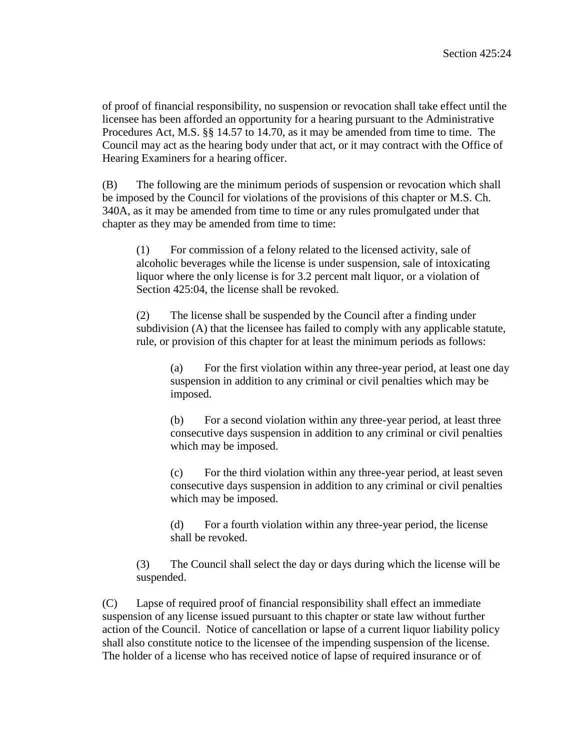of proof of financial responsibility, no suspension or revocation shall take effect until the licensee has been afforded an opportunity for a hearing pursuant to the Administrative Procedures Act, M.S. §§ 14.57 to 14.70, as it may be amended from time to time. The Council may act as the hearing body under that act, or it may contract with the Office of Hearing Examiners for a hearing officer.

(B) The following are the minimum periods of suspension or revocation which shall be imposed by the Council for violations of the provisions of this chapter or M.S. Ch. 340A, as it may be amended from time to time or any rules promulgated under that chapter as they may be amended from time to time:

> (1) For commission of a felony related to the licensed activity, sale of alcoholic beverages while the license is under suspension, sale of intoxicating liquor where the only license is for 3.2 percent malt liquor, or a violation of Section 425:04, the license shall be revoked.
>
> (2) The license shall be suspended by the Council after a finding under subdivision (A) that the licensee has failed to comply with any applicable statute, rule, or provision of this chapter for at least the minimum periods as follows:
>
> > (a) For the first violation within any three-year period, at least one day suspension in addition to any criminal or civil penalties which may be imposed.
> >
> > (b) For a second violation within any three-year period, at least three consecutive days suspension in addition to any criminal or civil penalties which may be imposed.
> >
> > (c) For the third violation within any three-year period, at least seven consecutive days suspension in addition to any criminal or civil penalties which may be imposed.
> >
> > (d) For a fourth violation within any three-year period, the license shall be revoked.
>
> (3) The Council shall select the day or days during which the license will be suspended.

(C) Lapse of required proof of financial responsibility shall effect an immediate suspension of any license issued pursuant to this chapter or state law without further action of the Council. Notice of cancellation or lapse of a current liquor liability policy shall also constitute notice to the licensee of the impending suspension of the license. The holder of a license who has received notice of lapse of required insurance or of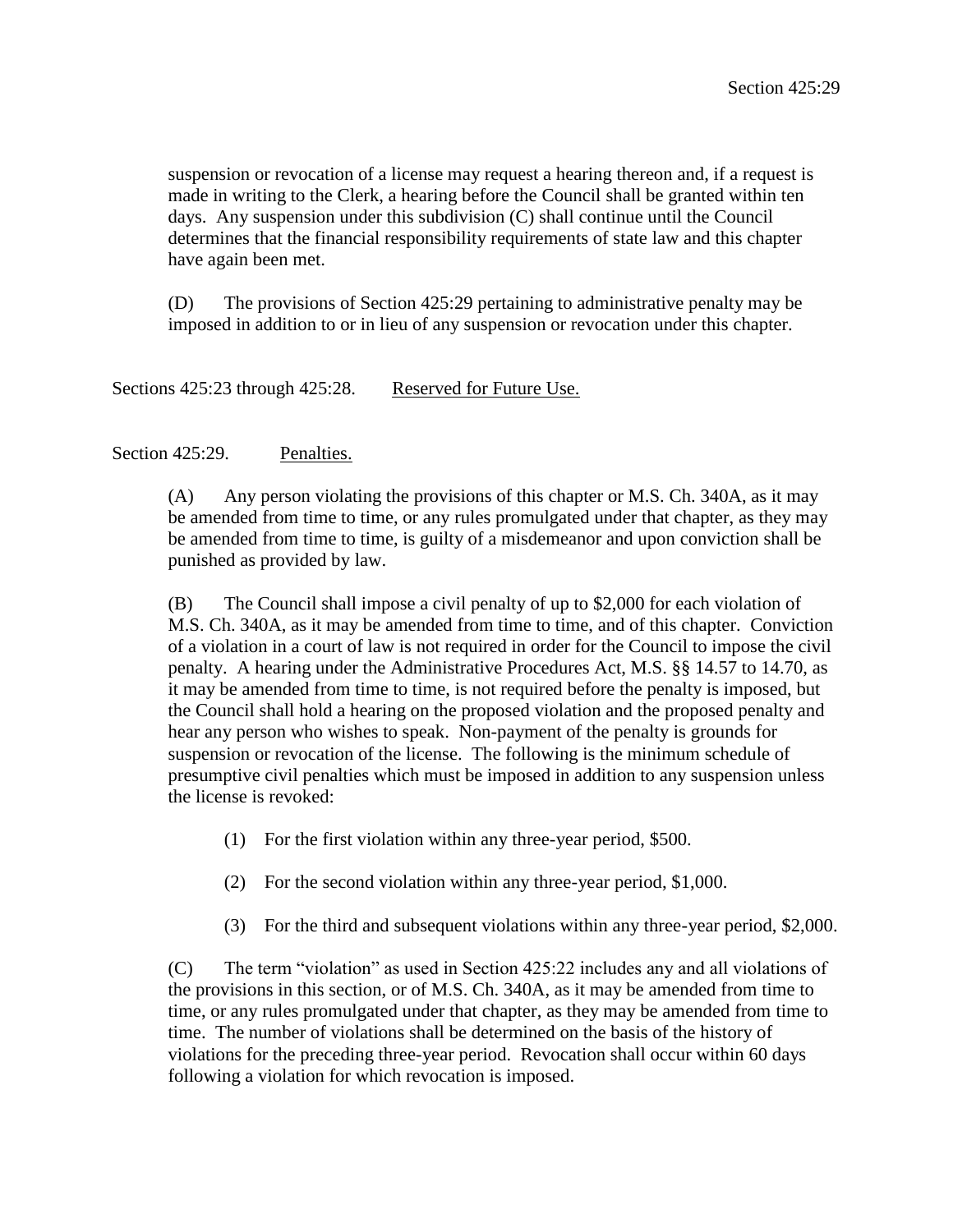suspension or revocation of a license may request a hearing thereon and, if a request is made in writing to the Clerk, a hearing before the Council shall be granted within ten days. Any suspension under this subdivision (C) shall continue until the Council determines that the financial responsibility requirements of state law and this chapter have again been met.

(D) The provisions of Section 425:29 pertaining to administrative penalty may be imposed in addition to or in lieu of any suspension or revocation under this chapter.

Sections 425:23 through 425:28. Reserved for Future Use.

Section 425:29. Penalties.

(A) Any person violating the provisions of this chapter or M.S. Ch. 340A, as it may be amended from time to time, or any rules promulgated under that chapter, as they may be amended from time to time, is guilty of a misdemeanor and upon conviction shall be punished as provided by law.

(B) The Council shall impose a civil penalty of up to $2,000 for each violation of M.S. Ch. 340A, as it may be amended from time to time, and of this chapter. Conviction of a violation in a court of law is not required in order for the Council to impose the civil penalty. A hearing under the Administrative Procedures Act, M.S. §§ 14.57 to 14.70, as it may be amended from time to time, is not required before the penalty is imposed, but the Council shall hold a hearing on the proposed violation and the proposed penalty and hear any person who wishes to speak. Non-payment of the penalty is grounds for suspension or revocation of the license. The following is the minimum schedule of presumptive civil penalties which must be imposed in addition to any suspension unless the license is revoked:

(1) For the first violation within any three-year period, $500.

(2) For the second violation within any three-year period, $1,000.

(3) For the third and subsequent violations within any three-year period, $2,000.

(C) The term "violation" as used in Section 425:22 includes any and all violations of the provisions in this section, or of M.S. Ch. 340A, as it may be amended from time to time, or any rules promulgated under that chapter, as they may be amended from time to time. The number of violations shall be determined on the basis of the history of violations for the preceding three-year period. Revocation shall occur within 60 days following a violation for which revocation is imposed.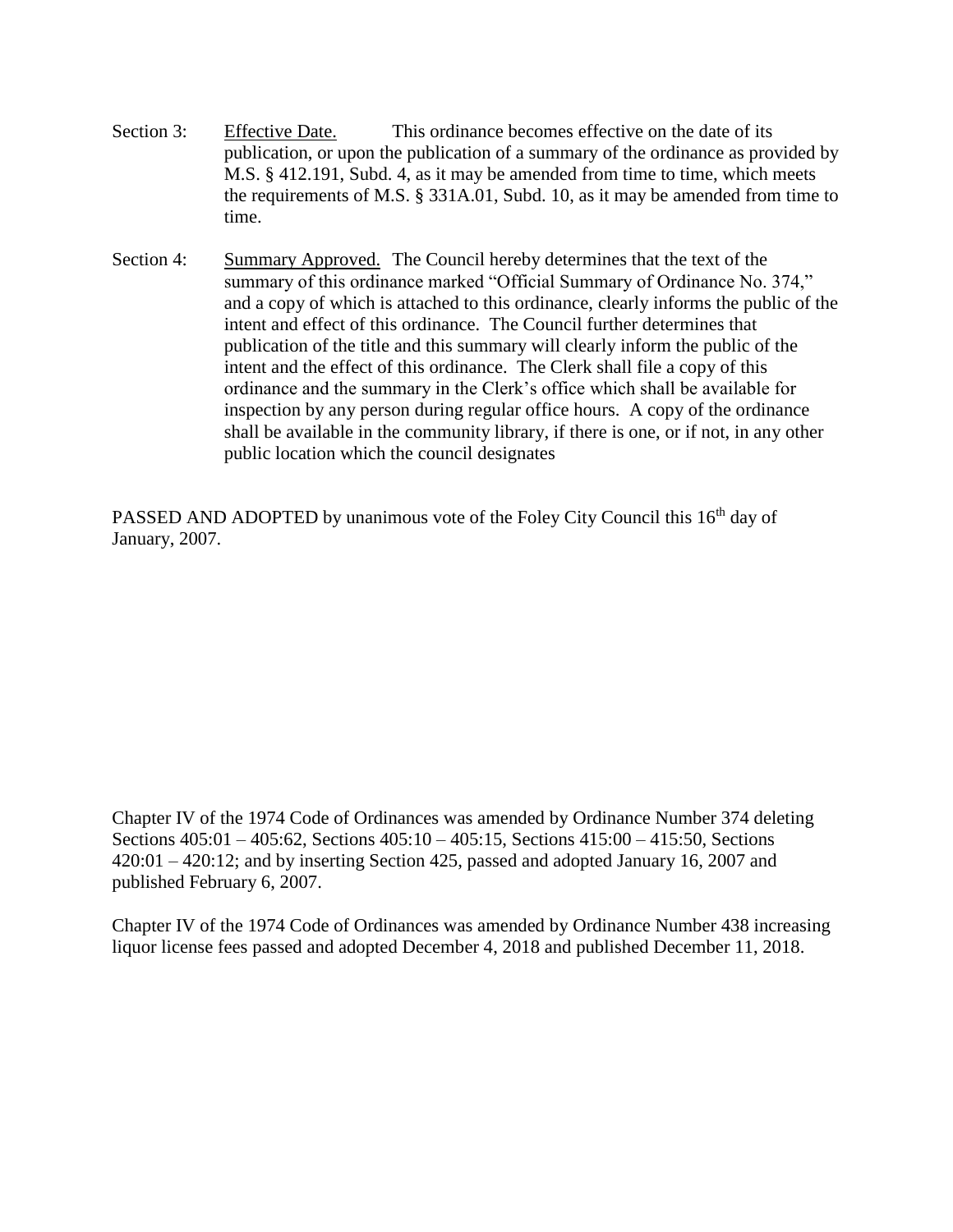Section 3: <u>Effective Date.</u> This ordinance becomes effective on the date of its publication, or upon the publication of a summary of the ordinance as provided by M.S. § 412.191, Subd. 4, as it may be amended from time to time, which meets the requirements of M.S. § 331A.01, Subd. 10, as it may be amended from time to time.

Section 4: <u>Summary Approved.</u> The Council hereby determines that the text of the summary of this ordinance marked "Official Summary of Ordinance No. 374," and a copy of which is attached to this ordinance, clearly informs the public of the intent and effect of this ordinance. The Council further determines that publication of the title and this summary will clearly inform the public of the intent and the effect of this ordinance. The Clerk shall file a copy of this ordinance and the summary in the Clerk's office which shall be available for inspection by any person during regular office hours. A copy of the ordinance shall be available in the community library, if there is one, or if not, in any other public location which the council designates

PASSED AND ADOPTED by unanimous vote of the Foley City Council this 16th day of January, 2007.

Chapter IV of the 1974 Code of Ordinances was amended by Ordinance Number 374 deleting Sections 405:01 – 405:62, Sections 405:10 – 405:15, Sections 415:00 – 415:50, Sections 420:01 – 420:12; and by inserting Section 425, passed and adopted January 16, 2007 and published February 6, 2007.

Chapter IV of the 1974 Code of Ordinances was amended by Ordinance Number 438 increasing liquor license fees passed and adopted December 4, 2018 and published December 11, 2018.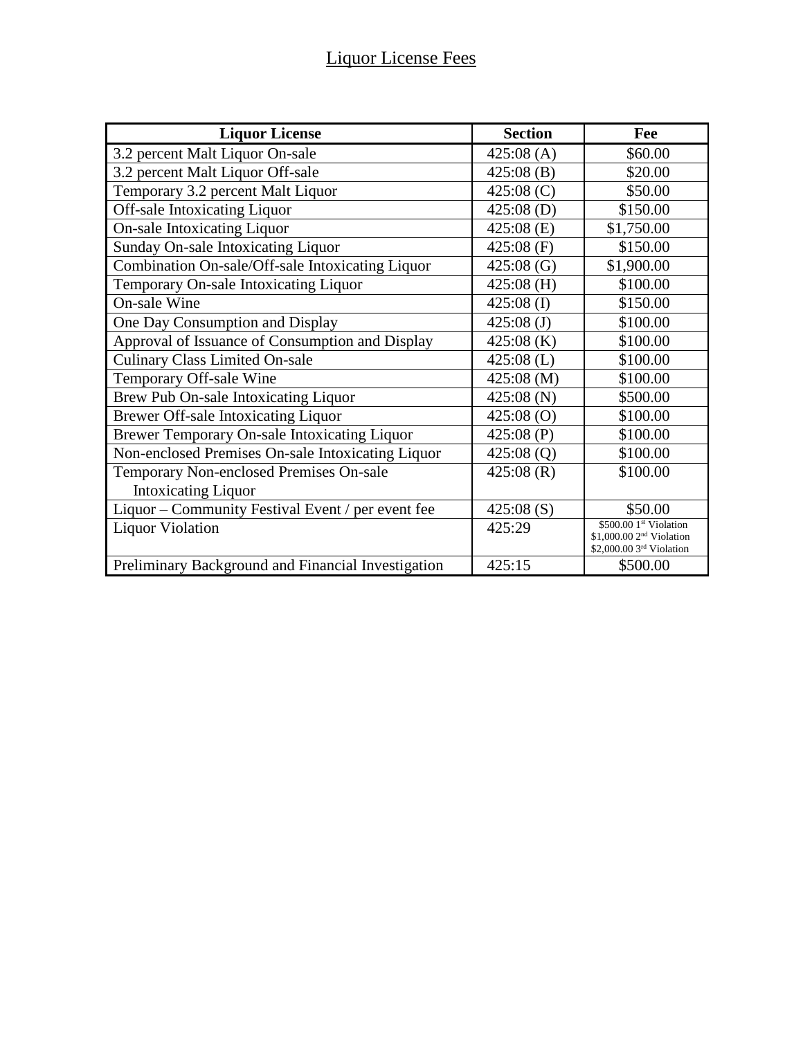# Liquor License Fees

| Liquor License | Section | Fee |
|---|---|---|
| 3.2 percent Malt Liquor On-sale | 425:08 (A) | $60.00 |
| 3.2 percent Malt Liquor Off-sale | 425:08 (B) | $20.00 |
| Temporary 3.2 percent Malt Liquor | 425:08 (C) | $50.00 |
| Off-sale Intoxicating Liquor | 425:08 (D) | $150.00 |
| On-sale Intoxicating Liquor | 425:08 (E) | $1,750.00 |
| Sunday On-sale Intoxicating Liquor | 425:08 (F) | $150.00 |
| Combination On-sale/Off-sale Intoxicating Liquor | 425:08 (G) | $1,900.00 |
| Temporary On-sale Intoxicating Liquor | 425:08 (H) | $100.00 |
| On-sale Wine | 425:08 (I) | $150.00 |
| One Day Consumption and Display | 425:08 (J) | $100.00 |
| Approval of Issuance of Consumption and Display | 425:08 (K) | $100.00 |
| Culinary Class Limited On-sale | 425:08 (L) | $100.00 |
| Temporary Off-sale Wine | 425:08 (M) | $100.00 |
| Brew Pub On-sale Intoxicating Liquor | 425:08 (N) | $500.00 |
| Brewer Off-sale Intoxicating Liquor | 425:08 (O) | $100.00 |
| Brewer Temporary On-sale Intoxicating Liquor | 425:08 (P) | $100.00 |
| Non-enclosed Premises On-sale Intoxicating Liquor | 425:08 (Q) | $100.00 |
| Temporary Non-enclosed Premises On-sale Intoxicating Liquor | 425:08 (R) | $100.00 |
| Liquor – Community Festival Event / per event fee | 425:08 (S) | $50.00 |
| Liquor Violation | 425:29 | $500.00 1st Violation<br>$1,000.00 2nd Violation<br>$2,000.00 3rd Violation |
| Preliminary Background and Financial Investigation | 425:15 | $500.00 |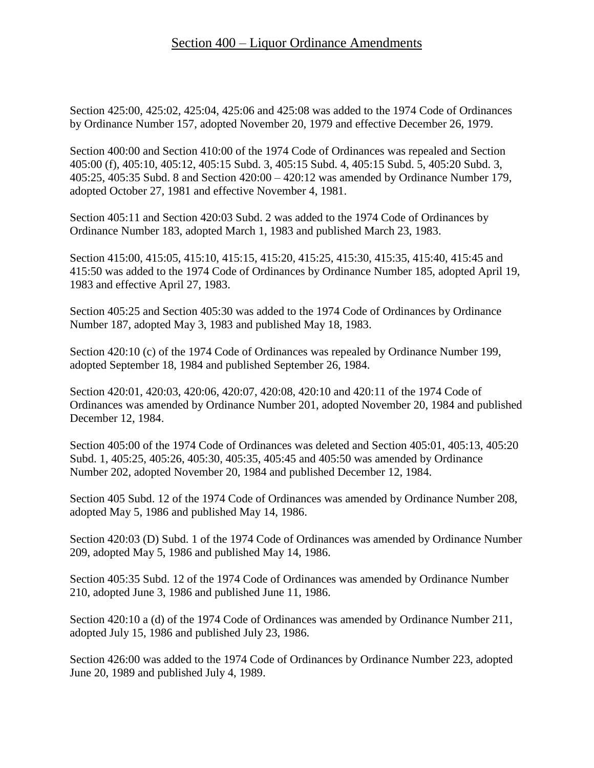# Section 400 – Liquor Ordinance Amendments

Section 425:00, 425:02, 425:04, 425:06 and 425:08 was added to the 1974 Code of Ordinances by Ordinance Number 157, adopted November 20, 1979 and effective December 26, 1979.

Section 400:00 and Section 410:00 of the 1974 Code of Ordinances was repealed and Section 405:00 (f), 405:10, 405:12, 405:15 Subd. 3, 405:15 Subd. 4, 405:15 Subd. 5, 405:20 Subd. 3, 405:25, 405:35 Subd. 8 and Section 420:00 – 420:12 was amended by Ordinance Number 179, adopted October 27, 1981 and effective November 4, 1981.

Section 405:11 and Section 420:03 Subd. 2 was added to the 1974 Code of Ordinances by Ordinance Number 183, adopted March 1, 1983 and published March 23, 1983.

Section 415:00, 415:05, 415:10, 415:15, 415:20, 415:25, 415:30, 415:35, 415:40, 415:45 and 415:50 was added to the 1974 Code of Ordinances by Ordinance Number 185, adopted April 19, 1983 and effective April 27, 1983.

Section 405:25 and Section 405:30 was added to the 1974 Code of Ordinances by Ordinance Number 187, adopted May 3, 1983 and published May 18, 1983.

Section 420:10 (c) of the 1974 Code of Ordinances was repealed by Ordinance Number 199, adopted September 18, 1984 and published September 26, 1984.

Section 420:01, 420:03, 420:06, 420:07, 420:08, 420:10 and 420:11 of the 1974 Code of Ordinances was amended by Ordinance Number 201, adopted November 20, 1984 and published December 12, 1984.

Section 405:00 of the 1974 Code of Ordinances was deleted and Section 405:01, 405:13, 405:20 Subd. 1, 405:25, 405:26, 405:30, 405:35, 405:45 and 405:50 was amended by Ordinance Number 202, adopted November 20, 1984 and published December 12, 1984.

Section 405 Subd. 12 of the 1974 Code of Ordinances was amended by Ordinance Number 208, adopted May 5, 1986 and published May 14, 1986.

Section 420:03 (D) Subd. 1 of the 1974 Code of Ordinances was amended by Ordinance Number 209, adopted May 5, 1986 and published May 14, 1986.

Section 405:35 Subd. 12 of the 1974 Code of Ordinances was amended by Ordinance Number 210, adopted June 3, 1986 and published June 11, 1986.

Section 420:10 a (d) of the 1974 Code of Ordinances was amended by Ordinance Number 211, adopted July 15, 1986 and published July 23, 1986.

Section 426:00 was added to the 1974 Code of Ordinances by Ordinance Number 223, adopted June 20, 1989 and published July 4, 1989.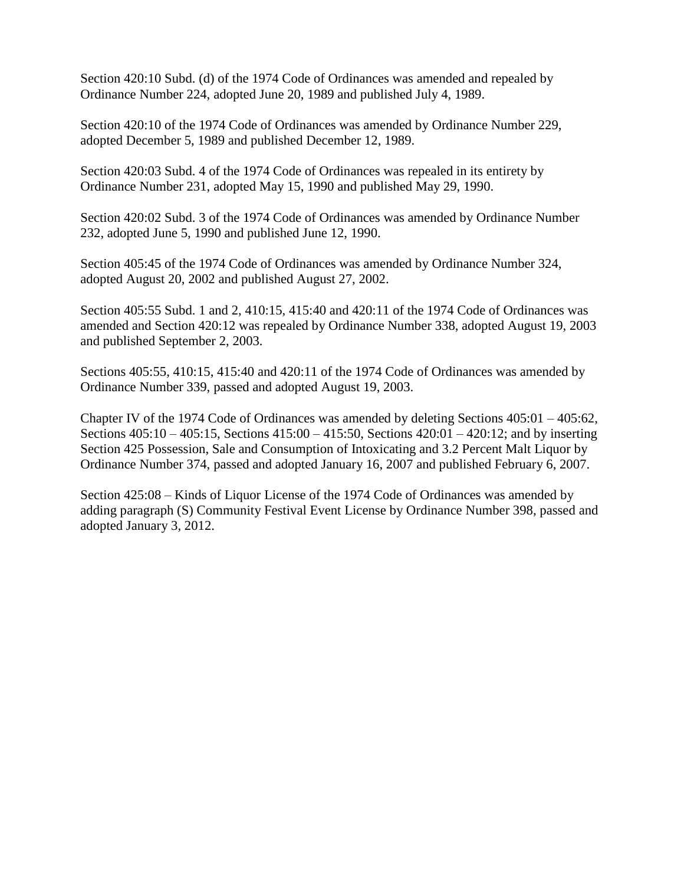Section 420:10 Subd. (d) of the 1974 Code of Ordinances was amended and repealed by Ordinance Number 224, adopted June 20, 1989 and published July 4, 1989.

Section 420:10 of the 1974 Code of Ordinances was amended by Ordinance Number 229, adopted December 5, 1989 and published December 12, 1989.

Section 420:03 Subd. 4 of the 1974 Code of Ordinances was repealed in its entirety by Ordinance Number 231, adopted May 15, 1990 and published May 29, 1990.

Section 420:02 Subd. 3 of the 1974 Code of Ordinances was amended by Ordinance Number 232, adopted June 5, 1990 and published June 12, 1990.

Section 405:45 of the 1974 Code of Ordinances was amended by Ordinance Number 324, adopted August 20, 2002 and published August 27, 2002.

Section 405:55 Subd. 1 and 2, 410:15, 415:40 and 420:11 of the 1974 Code of Ordinances was amended and Section 420:12 was repealed by Ordinance Number 338, adopted August 19, 2003 and published September 2, 2003.

Sections 405:55, 410:15, 415:40 and 420:11 of the 1974 Code of Ordinances was amended by Ordinance Number 339, passed and adopted August 19, 2003.

Chapter IV of the 1974 Code of Ordinances was amended by deleting Sections 405:01 – 405:62, Sections 405:10 – 405:15, Sections 415:00 – 415:50, Sections 420:01 – 420:12; and by inserting Section 425 Possession, Sale and Consumption of Intoxicating and 3.2 Percent Malt Liquor by Ordinance Number 374, passed and adopted January 16, 2007 and published February 6, 2007.

Section 425:08 – Kinds of Liquor License of the 1974 Code of Ordinances was amended by adding paragraph (S) Community Festival Event License by Ordinance Number 398, passed and adopted January 3, 2012.